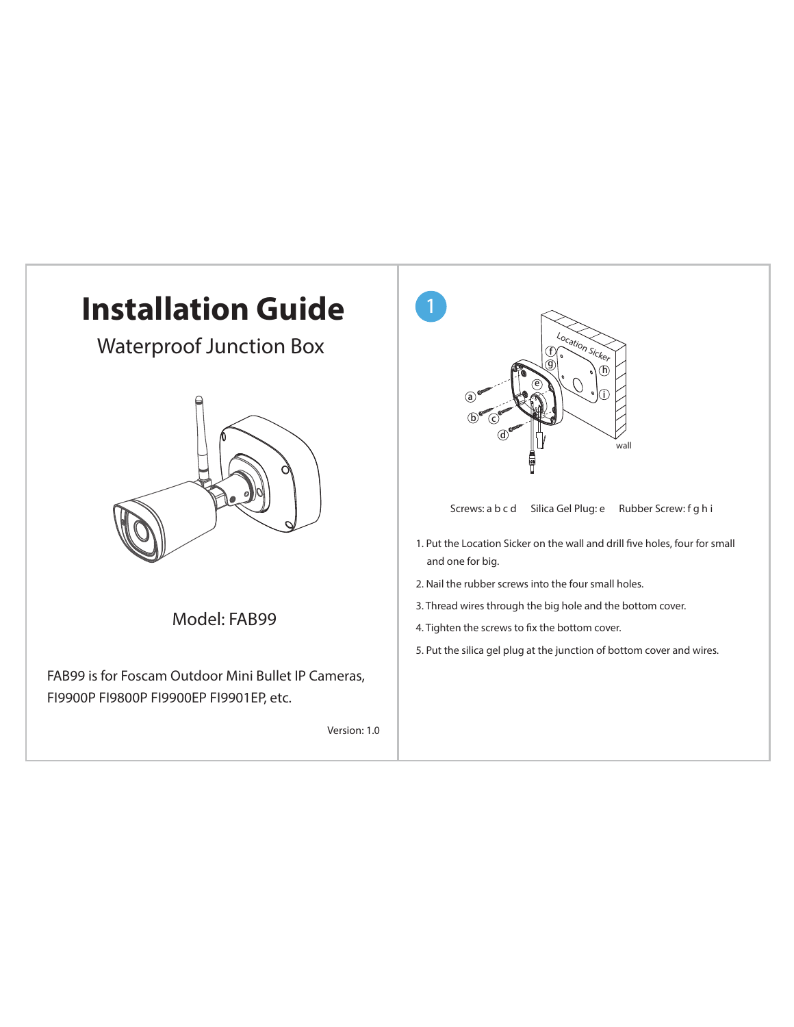# Installation Guide

## Waterproof Junction Box

Model: FAB99

FAB99 is for Foscam Outdoor Mini Bullet IP Cameras, FI9900P FI9800P FI9900EP FI9901EP, etc.

Version: 1.0

## 1

Screws: a b c d   Silica Gel Plug: e   Rubber Screw: f g h i

1. Put the Location Sicker on the wall and drill five holes, four for small and one for big.
2. Nail the rubber screws into the four small holes.
3. Thread wires through the big hole and the bottom cover.
4. Tighten the screws to fix the bottom cover.
5. Put the silica gel plug at the junction of bottom cover and wires.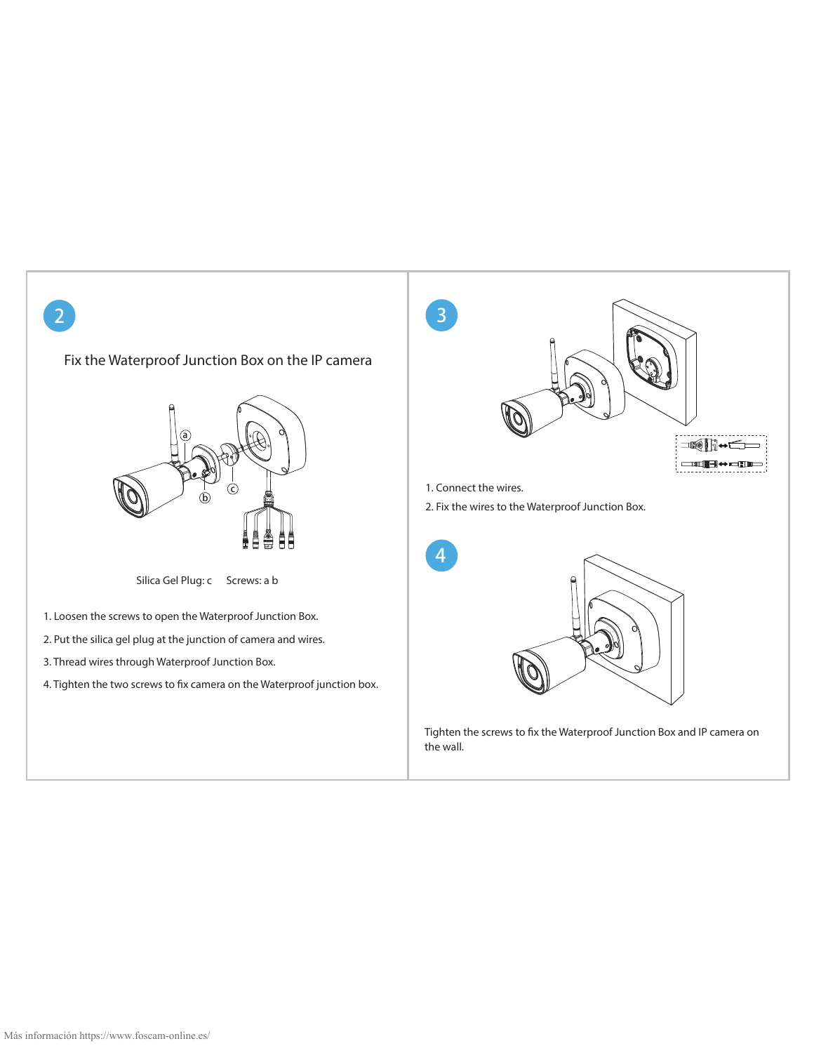## 2

### Fix the Waterproof Junction Box on the IP camera

ⓐ

ⓑ

ⓒ

Silica Gel Plug: c     Screws: a b

1. Loosen the screws to open the Waterproof Junction Box.
2. Put the silica gel plug at the junction of camera and wires.
3. Thread wires through Waterproof Junction Box.
4. Tighten the two screws to fix camera on the Waterproof junction box.

## 3

1. Connect the wires.
2. Fix the wires to the Waterproof Junction Box.

## 4

Tighten the screws to fix the Waterproof Junction Box and IP camera on the wall.

Más información https://www.foscam-online.es/